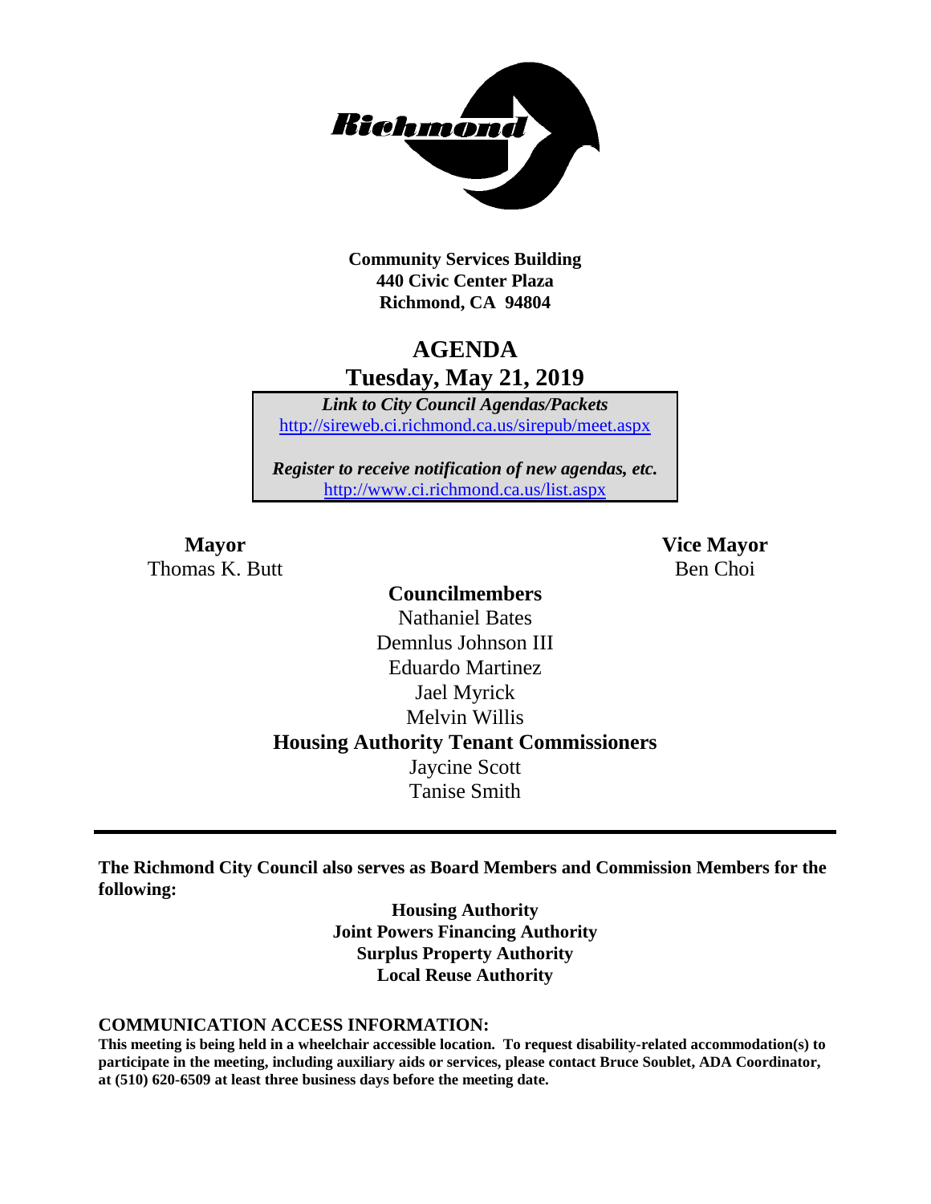**Community Services Building**
**440 Civic Center Plaza**
**Richmond, CA 94804**

# AGENDA

## Tuesday, May 21, 2019

*Link to City Council Agendas/Packets*
http://sireweb.ci.richmond.ca.us/sirepub/meet.aspx

*Register to receive notification of new agendas, etc.*
http://www.ci.richmond.ca.us/list.aspx

**Mayor**
Thomas K. Butt

**Vice Mayor**
Ben Choi

**Councilmembers**
Nathaniel Bates
Demnlus Johnson III
Eduardo Martinez
Jael Myrick
Melvin Willis

**Housing Authority Tenant Commissioners**
Jaycine Scott
Tanise Smith

---

**The Richmond City Council also serves as Board Members and Commission Members for the following:**

**Housing Authority**
**Joint Powers Financing Authority**
**Surplus Property Authority**
**Local Reuse Authority**

**COMMUNICATION ACCESS INFORMATION:**

**This meeting is being held in a wheelchair accessible location. To request disability-related accommodation(s) to participate in the meeting, including auxiliary aids or services, please contact Bruce Soublet, ADA Coordinator, at (510) 620-6509 at least three business days before the meeting date.**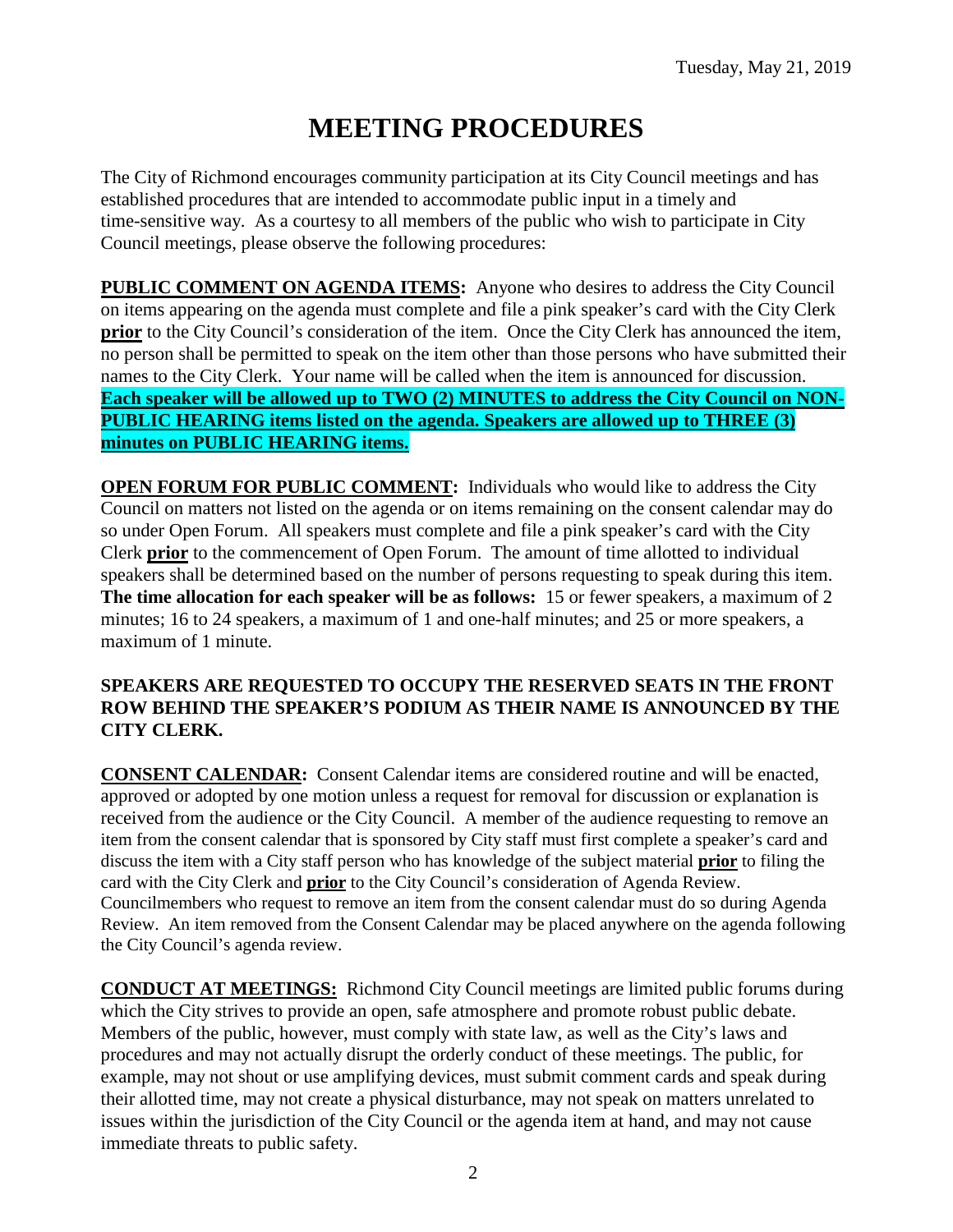Tuesday, May 21, 2019

# MEETING PROCEDURES

The City of Richmond encourages community participation at its City Council meetings and has established procedures that are intended to accommodate public input in a timely and time-sensitive way. As a courtesy to all members of the public who wish to participate in City Council meetings, please observe the following procedures:

**PUBLIC COMMENT ON AGENDA ITEMS:** Anyone who desires to address the City Council on items appearing on the agenda must complete and file a pink speaker's card with the City Clerk **prior** to the City Council's consideration of the item. Once the City Clerk has announced the item, no person shall be permitted to speak on the item other than those persons who have submitted their names to the City Clerk. Your name will be called when the item is announced for discussion. **Each speaker will be allowed up to TWO (2) MINUTES to address the City Council on NON-PUBLIC HEARING items listed on the agenda. Speakers are allowed up to THREE (3) minutes on PUBLIC HEARING items.**

**OPEN FORUM FOR PUBLIC COMMENT:** Individuals who would like to address the City Council on matters not listed on the agenda or on items remaining on the consent calendar may do so under Open Forum. All speakers must complete and file a pink speaker's card with the City Clerk **prior** to the commencement of Open Forum. The amount of time allotted to individual speakers shall be determined based on the number of persons requesting to speak during this item. **The time allocation for each speaker will be as follows:** 15 or fewer speakers, a maximum of 2 minutes; 16 to 24 speakers, a maximum of 1 and one-half minutes; and 25 or more speakers, a maximum of 1 minute.

**SPEAKERS ARE REQUESTED TO OCCUPY THE RESERVED SEATS IN THE FRONT ROW BEHIND THE SPEAKER'S PODIUM AS THEIR NAME IS ANNOUNCED BY THE CITY CLERK.**

**CONSENT CALENDAR:** Consent Calendar items are considered routine and will be enacted, approved or adopted by one motion unless a request for removal for discussion or explanation is received from the audience or the City Council. A member of the audience requesting to remove an item from the consent calendar that is sponsored by City staff must first complete a speaker's card and discuss the item with a City staff person who has knowledge of the subject material **prior** to filing the card with the City Clerk and **prior** to the City Council's consideration of Agenda Review. Councilmembers who request to remove an item from the consent calendar must do so during Agenda Review. An item removed from the Consent Calendar may be placed anywhere on the agenda following the City Council's agenda review.

**CONDUCT AT MEETINGS:** Richmond City Council meetings are limited public forums during which the City strives to provide an open, safe atmosphere and promote robust public debate. Members of the public, however, must comply with state law, as well as the City's laws and procedures and may not actually disrupt the orderly conduct of these meetings. The public, for example, may not shout or use amplifying devices, must submit comment cards and speak during their allotted time, may not create a physical disturbance, may not speak on matters unrelated to issues within the jurisdiction of the City Council or the agenda item at hand, and may not cause immediate threats to public safety.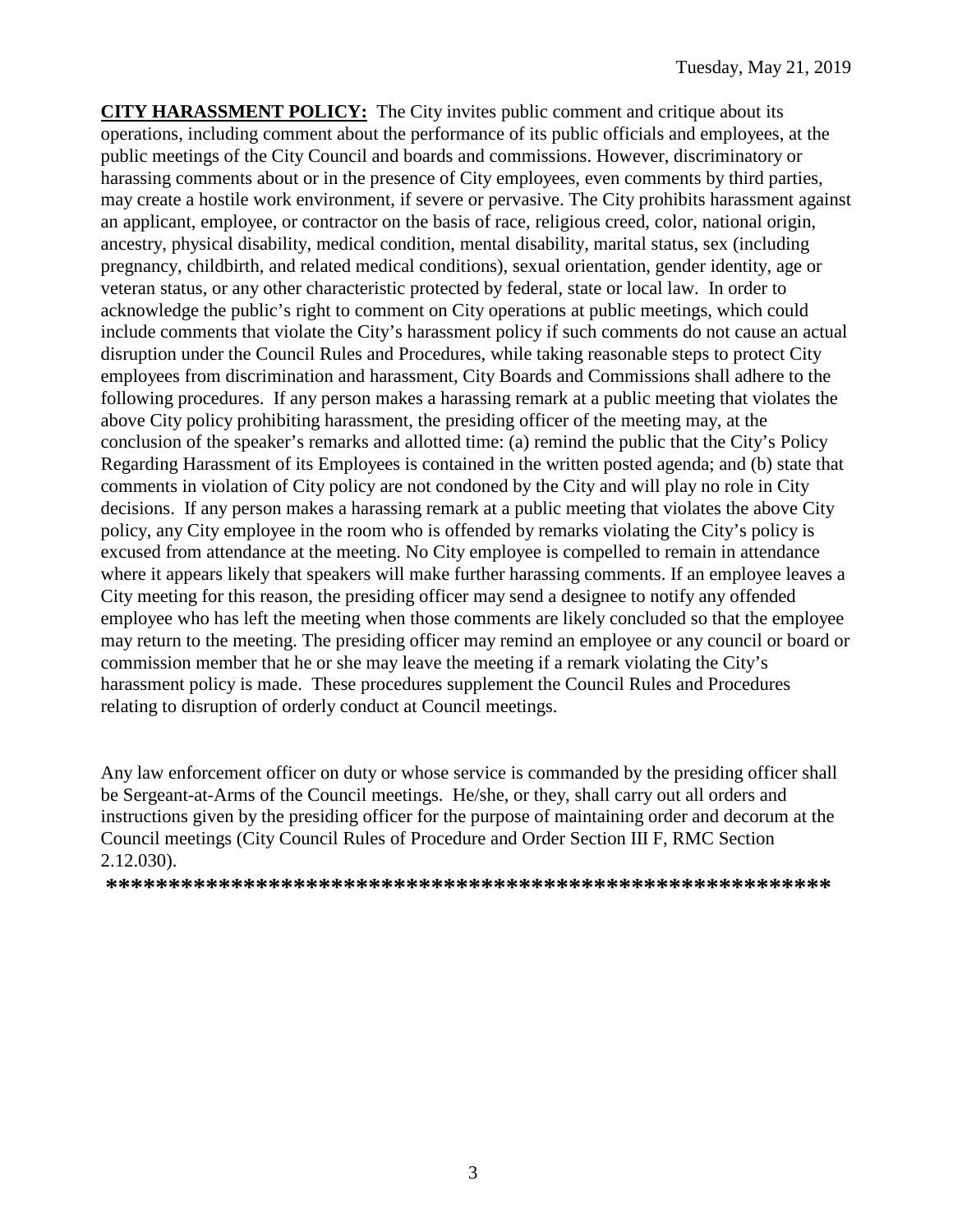**CITY HARASSMENT POLICY:** The City invites public comment and critique about its operations, including comment about the performance of its public officials and employees, at the public meetings of the City Council and boards and commissions. However, discriminatory or harassing comments about or in the presence of City employees, even comments by third parties, may create a hostile work environment, if severe or pervasive. The City prohibits harassment against an applicant, employee, or contractor on the basis of race, religious creed, color, national origin, ancestry, physical disability, medical condition, mental disability, marital status, sex (including pregnancy, childbirth, and related medical conditions), sexual orientation, gender identity, age or veteran status, or any other characteristic protected by federal, state or local law. In order to acknowledge the public's right to comment on City operations at public meetings, which could include comments that violate the City's harassment policy if such comments do not cause an actual disruption under the Council Rules and Procedures, while taking reasonable steps to protect City employees from discrimination and harassment, City Boards and Commissions shall adhere to the following procedures. If any person makes a harassing remark at a public meeting that violates the above City policy prohibiting harassment, the presiding officer of the meeting may, at the conclusion of the speaker's remarks and allotted time: (a) remind the public that the City's Policy Regarding Harassment of its Employees is contained in the written posted agenda; and (b) state that comments in violation of City policy are not condoned by the City and will play no role in City decisions. If any person makes a harassing remark at a public meeting that violates the above City policy, any City employee in the room who is offended by remarks violating the City's policy is excused from attendance at the meeting. No City employee is compelled to remain in attendance where it appears likely that speakers will make further harassing comments. If an employee leaves a City meeting for this reason, the presiding officer may send a designee to notify any offended employee who has left the meeting when those comments are likely concluded so that the employee may return to the meeting. The presiding officer may remind an employee or any council or board or commission member that he or she may leave the meeting if a remark violating the City's harassment policy is made. These procedures supplement the Council Rules and Procedures relating to disruption of orderly conduct at Council meetings.

Any law enforcement officer on duty or whose service is commanded by the presiding officer shall be Sergeant-at-Arms of the Council meetings. He/she, or they, shall carry out all orders and instructions given by the presiding officer for the purpose of maintaining order and decorum at the Council meetings (City Council Rules of Procedure and Order Section III F, RMC Section 2.12.030).

**\*\*\*\*\*\*\*\*\*\*\*\*\*\*\*\*\*\*\*\*\*\*\*\*\*\*\*\*\*\*\*\*\*\*\*\*\*\*\*\*\*\*\*\*\*\*\*\*\*\*\*\*\*\*\*\*\*\***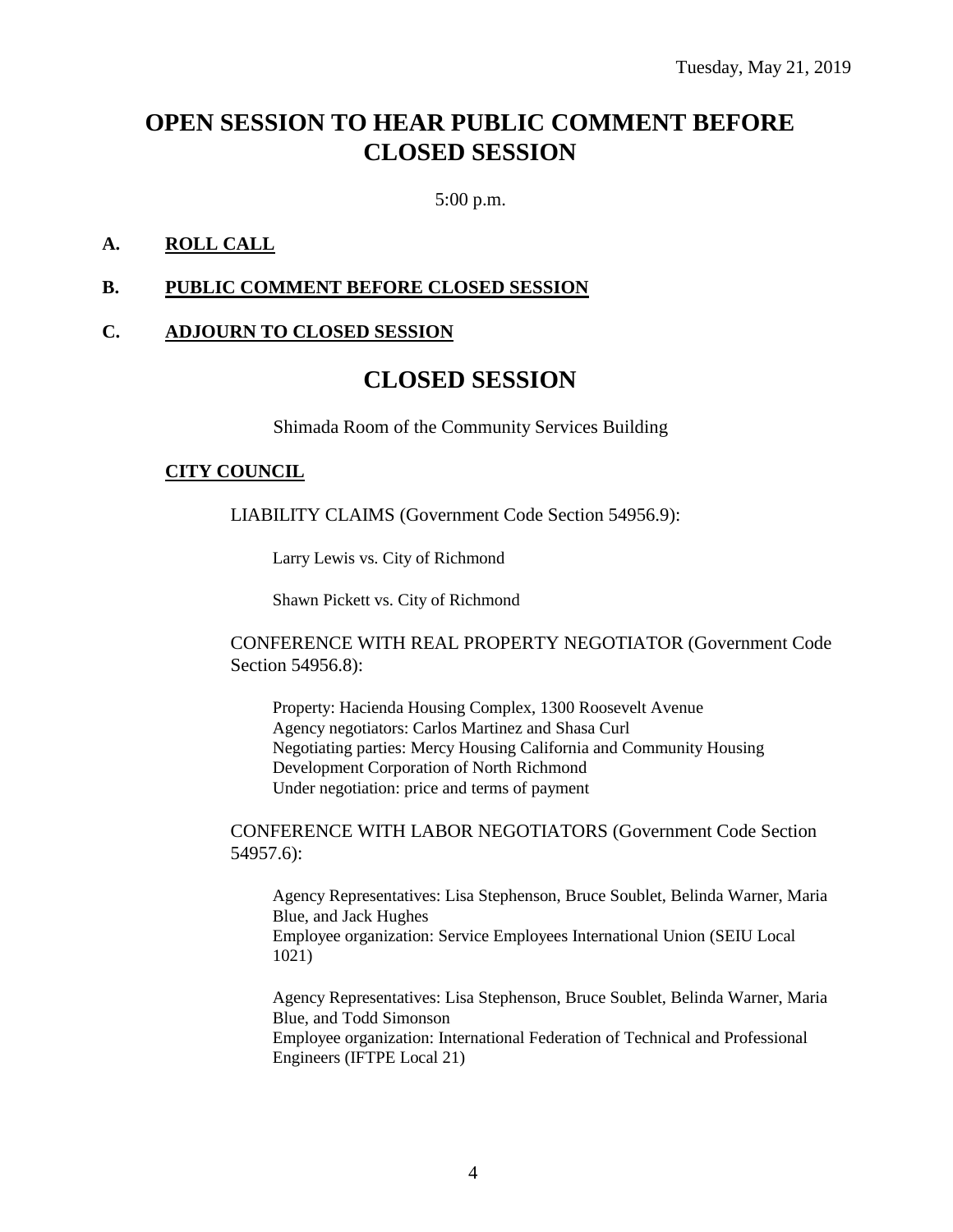Tuesday, May 21, 2019

# OPEN SESSION TO HEAR PUBLIC COMMENT BEFORE CLOSED SESSION

5:00 p.m.

**A. ROLL CALL**

**B. PUBLIC COMMENT BEFORE CLOSED SESSION**

**C. ADJOURN TO CLOSED SESSION**

# CLOSED SESSION

Shimada Room of the Community Services Building

**CITY COUNCIL**

LIABILITY CLAIMS (Government Code Section 54956.9):

Larry Lewis vs. City of Richmond

Shawn Pickett vs. City of Richmond

CONFERENCE WITH REAL PROPERTY NEGOTIATOR (Government Code Section 54956.8):

Property: Hacienda Housing Complex, 1300 Roosevelt Avenue
Agency negotiators: Carlos Martinez and Shasa Curl
Negotiating parties: Mercy Housing California and Community Housing Development Corporation of North Richmond
Under negotiation: price and terms of payment

CONFERENCE WITH LABOR NEGOTIATORS (Government Code Section 54957.6):

Agency Representatives: Lisa Stephenson, Bruce Soublet, Belinda Warner, Maria Blue, and Jack Hughes
Employee organization: Service Employees International Union (SEIU Local 1021)

Agency Representatives: Lisa Stephenson, Bruce Soublet, Belinda Warner, Maria Blue, and Todd Simonson
Employee organization: International Federation of Technical and Professional Engineers (IFTPE Local 21)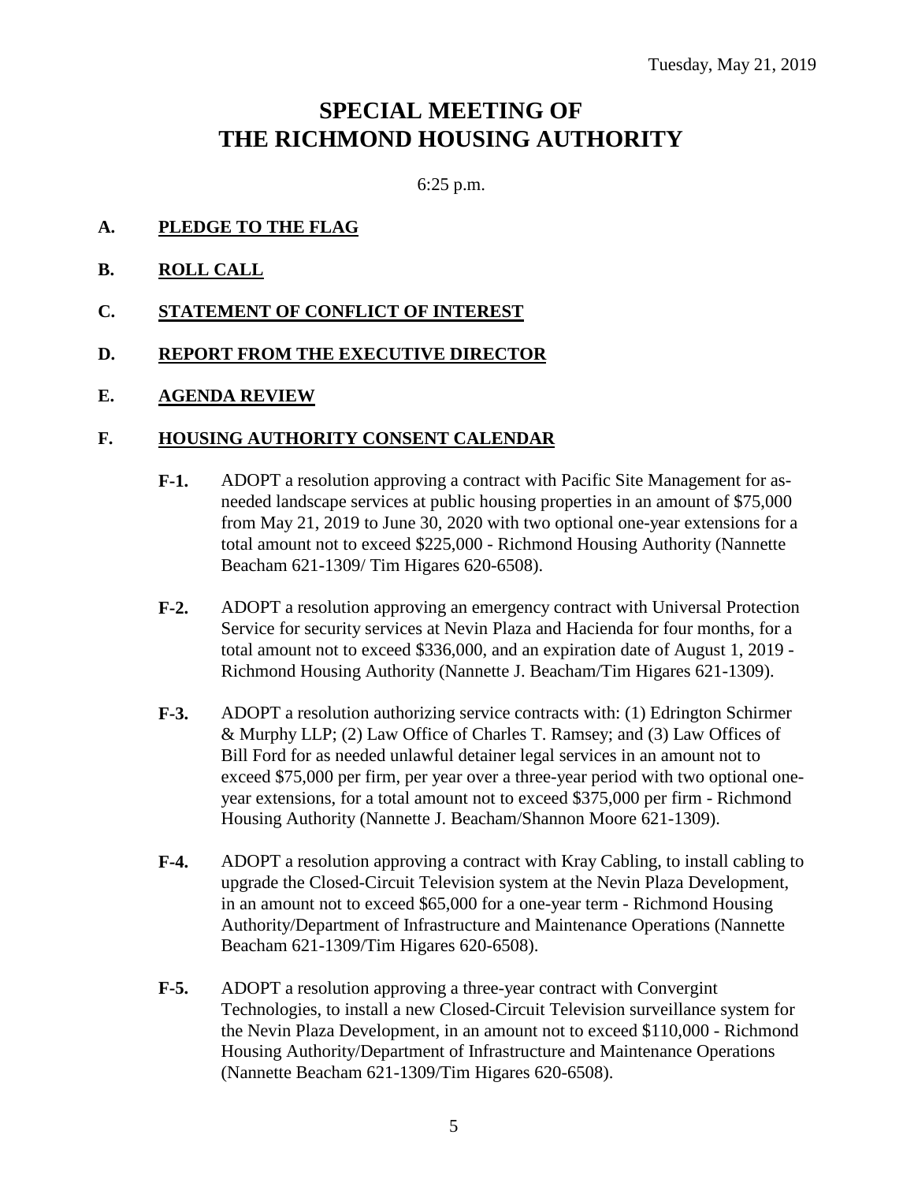Tuesday, May 21, 2019

# SPECIAL MEETING OF THE RICHMOND HOUSING AUTHORITY

6:25 p.m.

**A. PLEDGE TO THE FLAG**

**B. ROLL CALL**

**C. STATEMENT OF CONFLICT OF INTEREST**

**D. REPORT FROM THE EXECUTIVE DIRECTOR**

**E. AGENDA REVIEW**

**F. HOUSING AUTHORITY CONSENT CALENDAR**

**F-1.** ADOPT a resolution approving a contract with Pacific Site Management for as-needed landscape services at public housing properties in an amount of $75,000 from May 21, 2019 to June 30, 2020 with two optional one-year extensions for a total amount not to exceed $225,000 - Richmond Housing Authority (Nannette Beacham 621-1309/ Tim Higares 620-6508).

**F-2.** ADOPT a resolution approving an emergency contract with Universal Protection Service for security services at Nevin Plaza and Hacienda for four months, for a total amount not to exceed $336,000, and an expiration date of August 1, 2019 - Richmond Housing Authority (Nannette J. Beacham/Tim Higares 621-1309).

**F-3.** ADOPT a resolution authorizing service contracts with: (1) Edrington Schirmer & Murphy LLP; (2) Law Office of Charles T. Ramsey; and (3) Law Offices of Bill Ford for as needed unlawful detainer legal services in an amount not to exceed $75,000 per firm, per year over a three-year period with two optional one-year extensions, for a total amount not to exceed $375,000 per firm - Richmond Housing Authority (Nannette J. Beacham/Shannon Moore 621-1309).

**F-4.** ADOPT a resolution approving a contract with Kray Cabling, to install cabling to upgrade the Closed-Circuit Television system at the Nevin Plaza Development, in an amount not to exceed $65,000 for a one-year term - Richmond Housing Authority/Department of Infrastructure and Maintenance Operations (Nannette Beacham 621-1309/Tim Higares 620-6508).

**F-5.** ADOPT a resolution approving a three-year contract with Convergint Technologies, to install a new Closed-Circuit Television surveillance system for the Nevin Plaza Development, in an amount not to exceed $110,000 - Richmond Housing Authority/Department of Infrastructure and Maintenance Operations (Nannette Beacham 621-1309/Tim Higares 620-6508).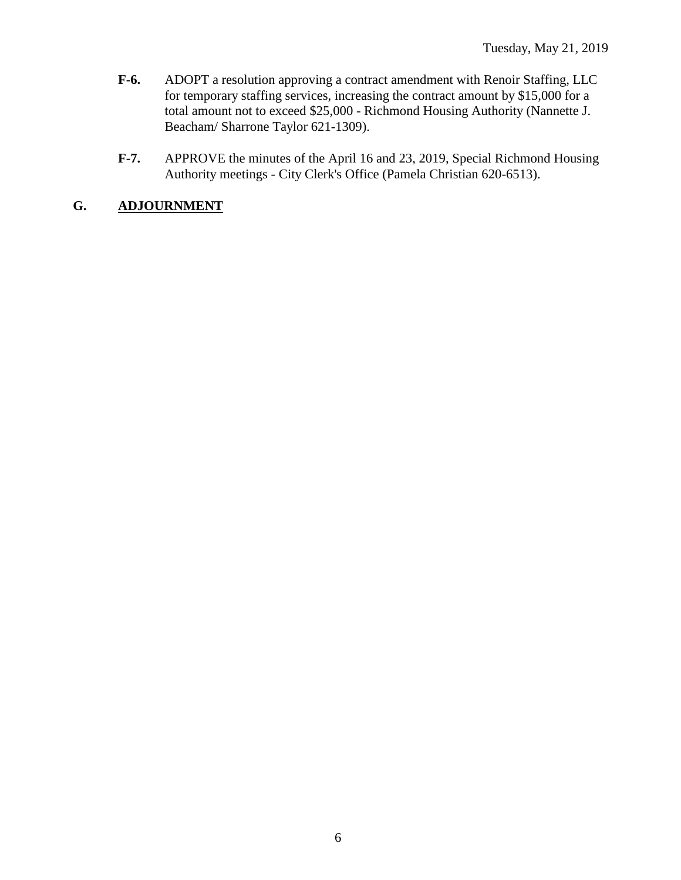**F-6.** ADOPT a resolution approving a contract amendment with Renoir Staffing, LLC for temporary staffing services, increasing the contract amount by $15,000 for a total amount not to exceed $25,000 - Richmond Housing Authority (Nannette J. Beacham/ Sharrone Taylor 621-1309).

**F-7.** APPROVE the minutes of the April 16 and 23, 2019, Special Richmond Housing Authority meetings - City Clerk's Office (Pamela Christian 620-6513).

## G. ADJOURNMENT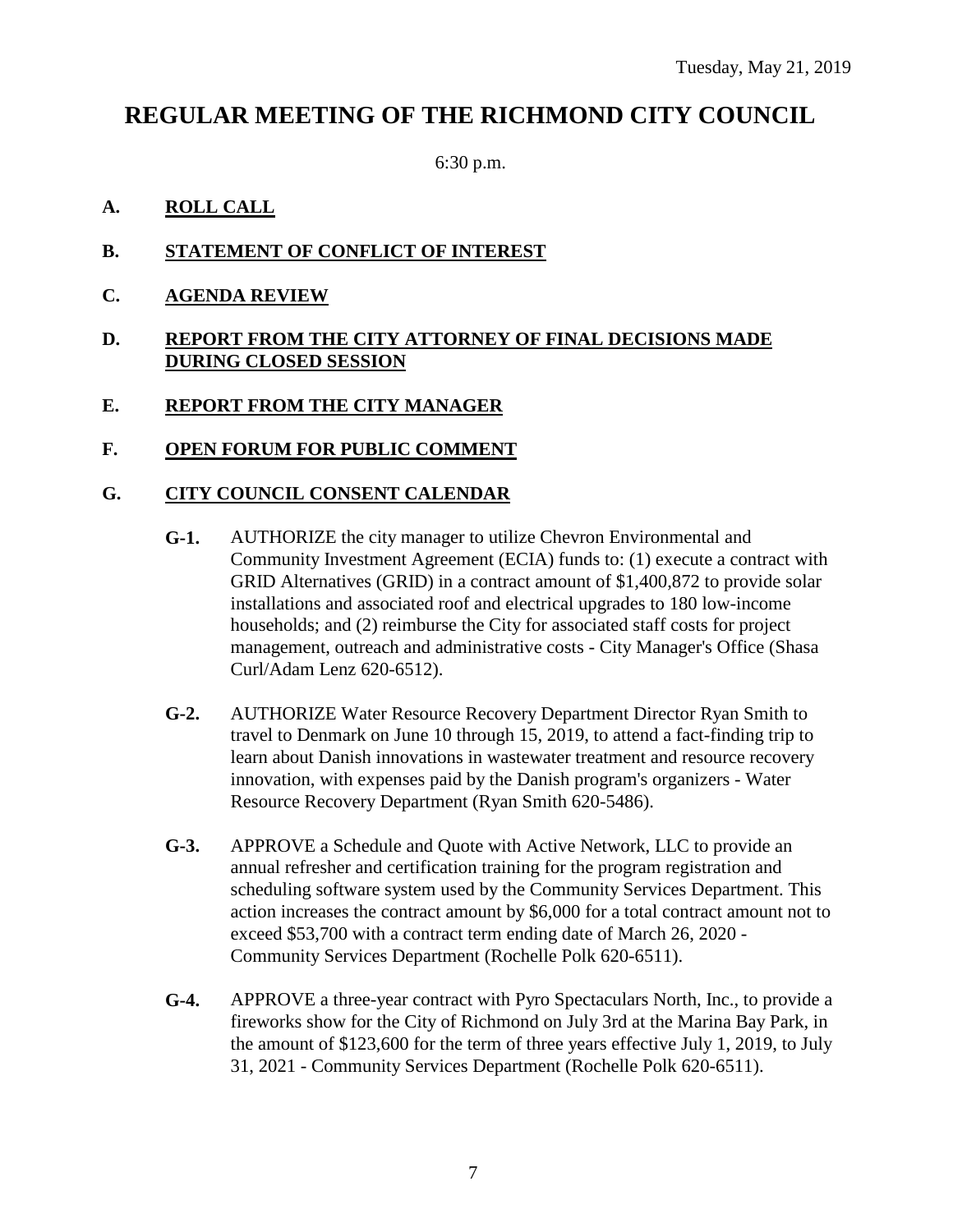Tuesday, May 21, 2019

# REGULAR MEETING OF THE RICHMOND CITY COUNCIL

6:30 p.m.

**A. ROLL CALL**

**B. STATEMENT OF CONFLICT OF INTEREST**

**C. AGENDA REVIEW**

**D. REPORT FROM THE CITY ATTORNEY OF FINAL DECISIONS MADE DURING CLOSED SESSION**

**E. REPORT FROM THE CITY MANAGER**

**F. OPEN FORUM FOR PUBLIC COMMENT**

**G. CITY COUNCIL CONSENT CALENDAR**

**G-1.** AUTHORIZE the city manager to utilize Chevron Environmental and Community Investment Agreement (ECIA) funds to: (1) execute a contract with GRID Alternatives (GRID) in a contract amount of $1,400,872 to provide solar installations and associated roof and electrical upgrades to 180 low-income households; and (2) reimburse the City for associated staff costs for project management, outreach and administrative costs - City Manager's Office (Shasa Curl/Adam Lenz 620-6512).

**G-2.** AUTHORIZE Water Resource Recovery Department Director Ryan Smith to travel to Denmark on June 10 through 15, 2019, to attend a fact-finding trip to learn about Danish innovations in wastewater treatment and resource recovery innovation, with expenses paid by the Danish program's organizers - Water Resource Recovery Department (Ryan Smith 620-5486).

**G-3.** APPROVE a Schedule and Quote with Active Network, LLC to provide an annual refresher and certification training for the program registration and scheduling software system used by the Community Services Department. This action increases the contract amount by $6,000 for a total contract amount not to exceed $53,700 with a contract term ending date of March 26, 2020 - Community Services Department (Rochelle Polk 620-6511).

**G-4.** APPROVE a three-year contract with Pyro Spectaculars North, Inc., to provide a fireworks show for the City of Richmond on July 3rd at the Marina Bay Park, in the amount of $123,600 for the term of three years effective July 1, 2019, to July 31, 2021 - Community Services Department (Rochelle Polk 620-6511).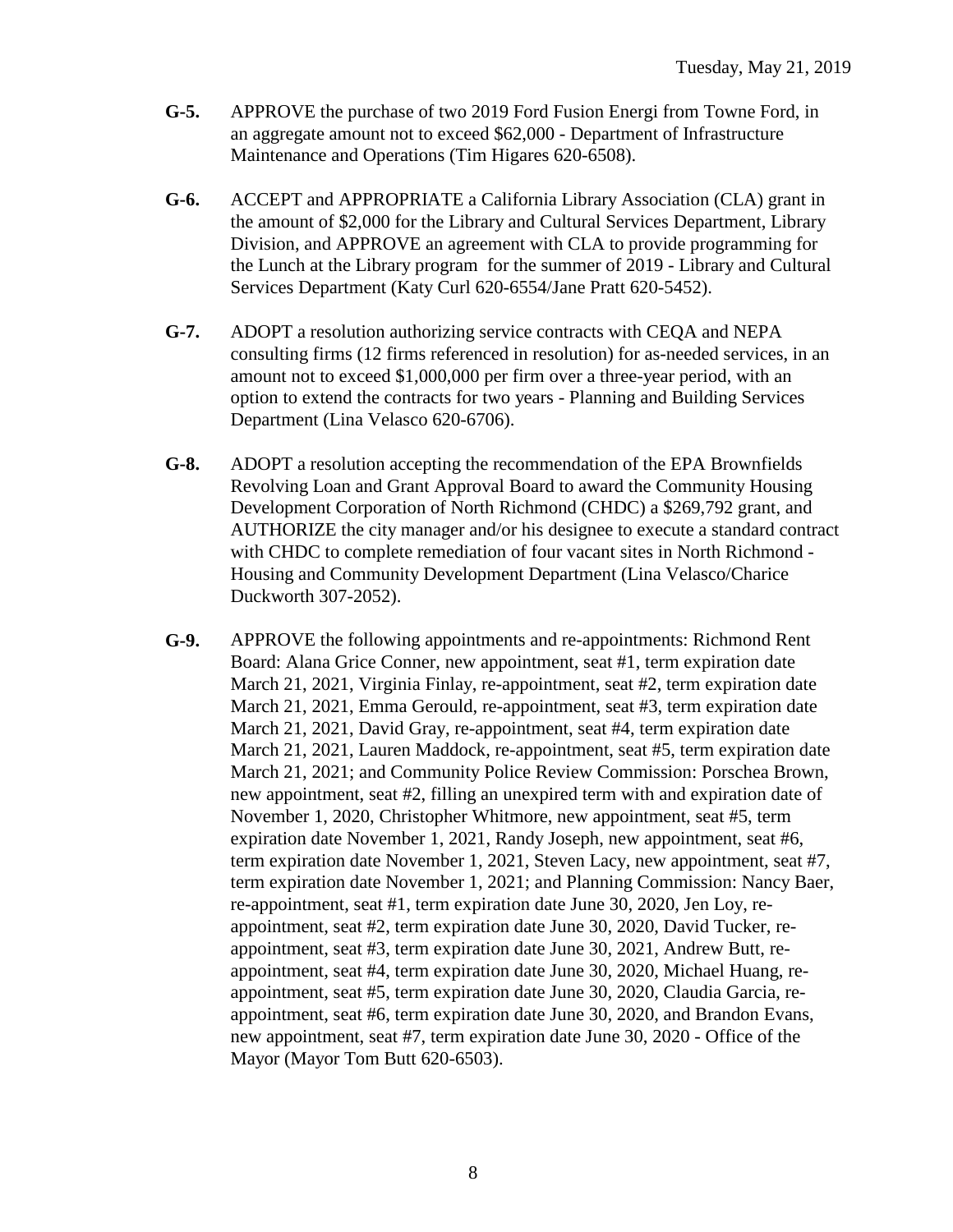**G-5.** APPROVE the purchase of two 2019 Ford Fusion Energi from Towne Ford, in an aggregate amount not to exceed $62,000 - Department of Infrastructure Maintenance and Operations (Tim Higares 620-6508).

**G-6.** ACCEPT and APPROPRIATE a California Library Association (CLA) grant in the amount of $2,000 for the Library and Cultural Services Department, Library Division, and APPROVE an agreement with CLA to provide programming for the Lunch at the Library program for the summer of 2019 - Library and Cultural Services Department (Katy Curl 620-6554/Jane Pratt 620-5452).

**G-7.** ADOPT a resolution authorizing service contracts with CEQA and NEPA consulting firms (12 firms referenced in resolution) for as-needed services, in an amount not to exceed $1,000,000 per firm over a three-year period, with an option to extend the contracts for two years - Planning and Building Services Department (Lina Velasco 620-6706).

**G-8.** ADOPT a resolution accepting the recommendation of the EPA Brownfields Revolving Loan and Grant Approval Board to award the Community Housing Development Corporation of North Richmond (CHDC) a $269,792 grant, and AUTHORIZE the city manager and/or his designee to execute a standard contract with CHDC to complete remediation of four vacant sites in North Richmond - Housing and Community Development Department (Lina Velasco/Charice Duckworth 307-2052).

**G-9.** APPROVE the following appointments and re-appointments: Richmond Rent Board: Alana Grice Conner, new appointment, seat #1, term expiration date March 21, 2021, Virginia Finlay, re-appointment, seat #2, term expiration date March 21, 2021, Emma Gerould, re-appointment, seat #3, term expiration date March 21, 2021, David Gray, re-appointment, seat #4, term expiration date March 21, 2021, Lauren Maddock, re-appointment, seat #5, term expiration date March 21, 2021; and Community Police Review Commission: Porschea Brown, new appointment, seat #2, filling an unexpired term with and expiration date of November 1, 2020, Christopher Whitmore, new appointment, seat #5, term expiration date November 1, 2021, Randy Joseph, new appointment, seat #6, term expiration date November 1, 2021, Steven Lacy, new appointment, seat #7, term expiration date November 1, 2021; and Planning Commission: Nancy Baer, re-appointment, seat #1, term expiration date June 30, 2020, Jen Loy, re-appointment, seat #2, term expiration date June 30, 2020, David Tucker, re-appointment, seat #3, term expiration date June 30, 2021, Andrew Butt, re-appointment, seat #4, term expiration date June 30, 2020, Michael Huang, re-appointment, seat #5, term expiration date June 30, 2020, Claudia Garcia, re-appointment, seat #6, term expiration date June 30, 2020, and Brandon Evans, new appointment, seat #7, term expiration date June 30, 2020 - Office of the Mayor (Mayor Tom Butt 620-6503).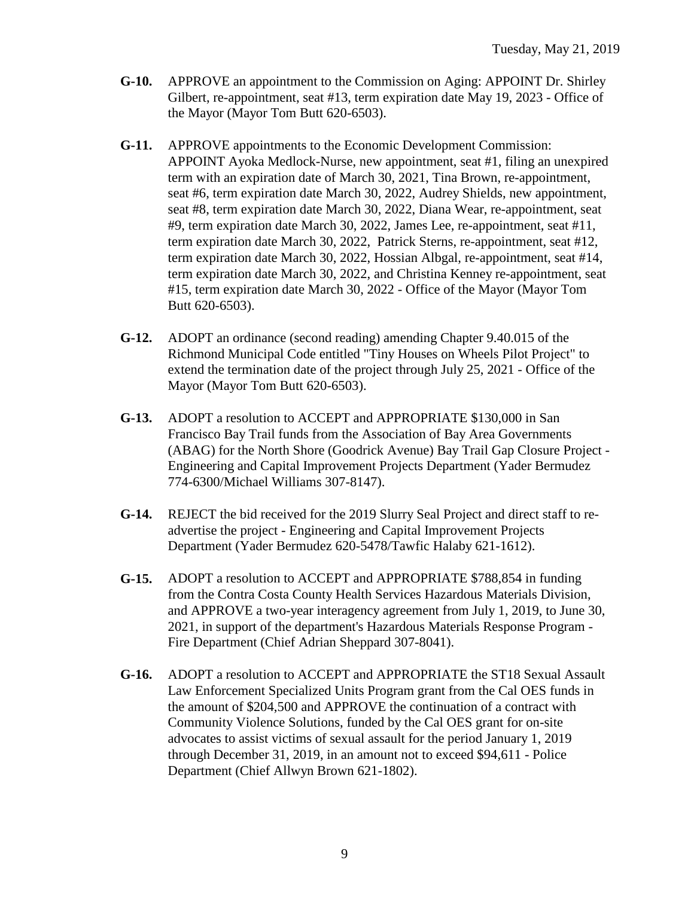**G-10.** APPROVE an appointment to the Commission on Aging: APPOINT Dr. Shirley Gilbert, re-appointment, seat #13, term expiration date May 19, 2023 - Office of the Mayor (Mayor Tom Butt 620-6503).

**G-11.** APPROVE appointments to the Economic Development Commission: APPOINT Ayoka Medlock-Nurse, new appointment, seat #1, filing an unexpired term with an expiration date of March 30, 2021, Tina Brown, re-appointment, seat #6, term expiration date March 30, 2022, Audrey Shields, new appointment, seat #8, term expiration date March 30, 2022, Diana Wear, re-appointment, seat #9, term expiration date March 30, 2022, James Lee, re-appointment, seat #11, term expiration date March 30, 2022, Patrick Sterns, re-appointment, seat #12, term expiration date March 30, 2022, Hossian Albgal, re-appointment, seat #14, term expiration date March 30, 2022, and Christina Kenney re-appointment, seat #15, term expiration date March 30, 2022 - Office of the Mayor (Mayor Tom Butt 620-6503).

**G-12.** ADOPT an ordinance (second reading) amending Chapter 9.40.015 of the Richmond Municipal Code entitled "Tiny Houses on Wheels Pilot Project" to extend the termination date of the project through July 25, 2021 - Office of the Mayor (Mayor Tom Butt 620-6503).

**G-13.** ADOPT a resolution to ACCEPT and APPROPRIATE $130,000 in San Francisco Bay Trail funds from the Association of Bay Area Governments (ABAG) for the North Shore (Goodrick Avenue) Bay Trail Gap Closure Project - Engineering and Capital Improvement Projects Department (Yader Bermudez 774-6300/Michael Williams 307-8147).

**G-14.** REJECT the bid received for the 2019 Slurry Seal Project and direct staff to re-advertise the project - Engineering and Capital Improvement Projects Department (Yader Bermudez 620-5478/Tawfic Halaby 621-1612).

**G-15.** ADOPT a resolution to ACCEPT and APPROPRIATE $788,854 in funding from the Contra Costa County Health Services Hazardous Materials Division, and APPROVE a two-year interagency agreement from July 1, 2019, to June 30, 2021, in support of the department's Hazardous Materials Response Program - Fire Department (Chief Adrian Sheppard 307-8041).

**G-16.** ADOPT a resolution to ACCEPT and APPROPRIATE the ST18 Sexual Assault Law Enforcement Specialized Units Program grant from the Cal OES funds in the amount of $204,500 and APPROVE the continuation of a contract with Community Violence Solutions, funded by the Cal OES grant for on-site advocates to assist victims of sexual assault for the period January 1, 2019 through December 31, 2019, in an amount not to exceed $94,611 - Police Department (Chief Allwyn Brown 621-1802).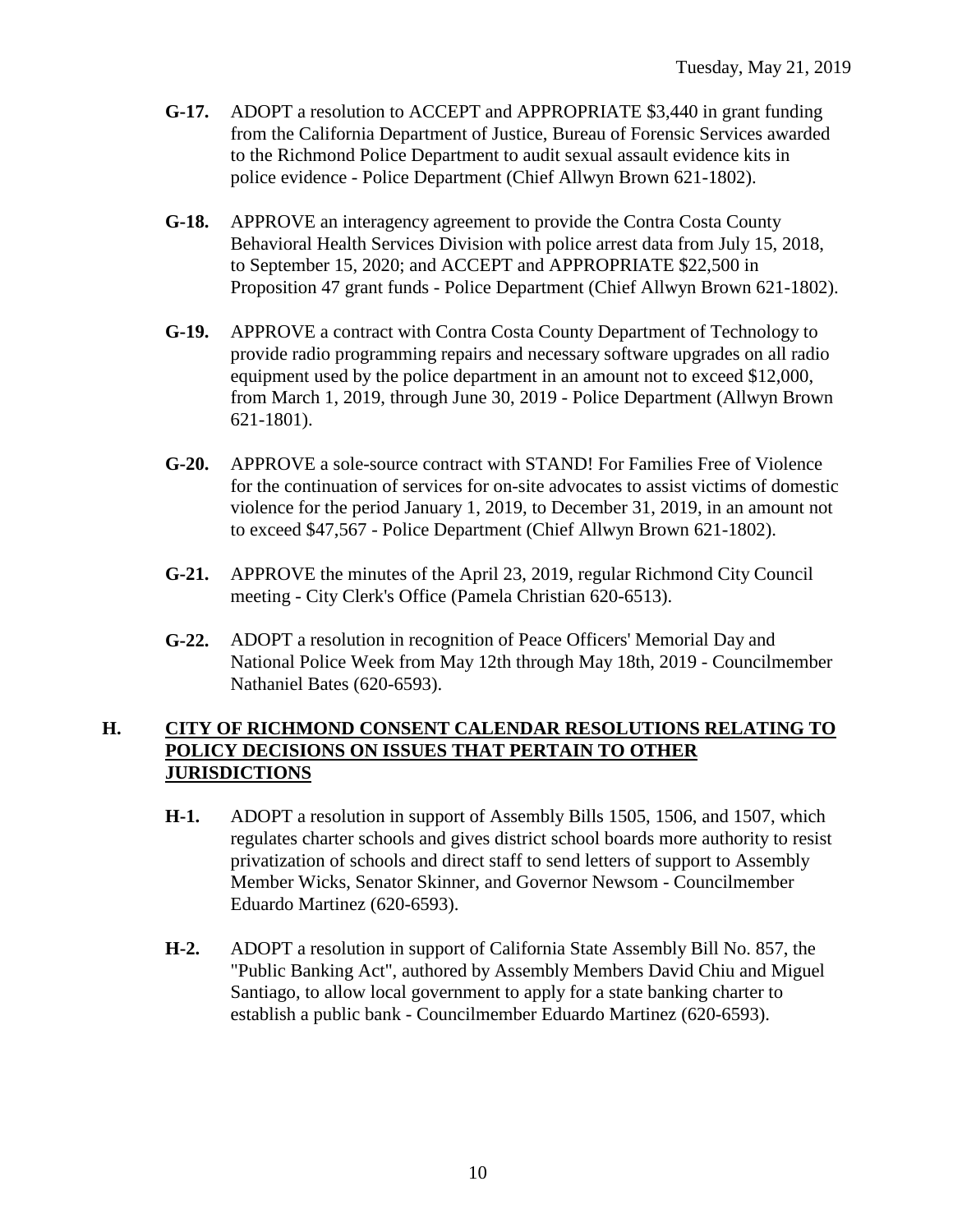- **G-17.** ADOPT a resolution to ACCEPT and APPROPRIATE $3,440 in grant funding from the California Department of Justice, Bureau of Forensic Services awarded to the Richmond Police Department to audit sexual assault evidence kits in police evidence - Police Department (Chief Allwyn Brown 621-1802).

- **G-18.** APPROVE an interagency agreement to provide the Contra Costa County Behavioral Health Services Division with police arrest data from July 15, 2018, to September 15, 2020; and ACCEPT and APPROPRIATE $22,500 in Proposition 47 grant funds - Police Department (Chief Allwyn Brown 621-1802).

- **G-19.** APPROVE a contract with Contra Costa County Department of Technology to provide radio programming repairs and necessary software upgrades on all radio equipment used by the police department in an amount not to exceed $12,000, from March 1, 2019, through June 30, 2019 - Police Department (Allwyn Brown 621-1801).

- **G-20.** APPROVE a sole-source contract with STAND! For Families Free of Violence for the continuation of services for on-site advocates to assist victims of domestic violence for the period January 1, 2019, to December 31, 2019, in an amount not to exceed $47,567 - Police Department (Chief Allwyn Brown 621-1802).

- **G-21.** APPROVE the minutes of the April 23, 2019, regular Richmond City Council meeting - City Clerk's Office (Pamela Christian 620-6513).

- **G-22.** ADOPT a resolution in recognition of Peace Officers' Memorial Day and National Police Week from May 12th through May 18th, 2019 - Councilmember Nathaniel Bates (620-6593).

## H. CITY OF RICHMOND CONSENT CALENDAR RESOLUTIONS RELATING TO POLICY DECISIONS ON ISSUES THAT PERTAIN TO OTHER JURISDICTIONS

- **H-1.** ADOPT a resolution in support of Assembly Bills 1505, 1506, and 1507, which regulates charter schools and gives district school boards more authority to resist privatization of schools and direct staff to send letters of support to Assembly Member Wicks, Senator Skinner, and Governor Newsom - Councilmember Eduardo Martinez (620-6593).

- **H-2.** ADOPT a resolution in support of California State Assembly Bill No. 857, the "Public Banking Act", authored by Assembly Members David Chiu and Miguel Santiago, to allow local government to apply for a state banking charter to establish a public bank - Councilmember Eduardo Martinez (620-6593).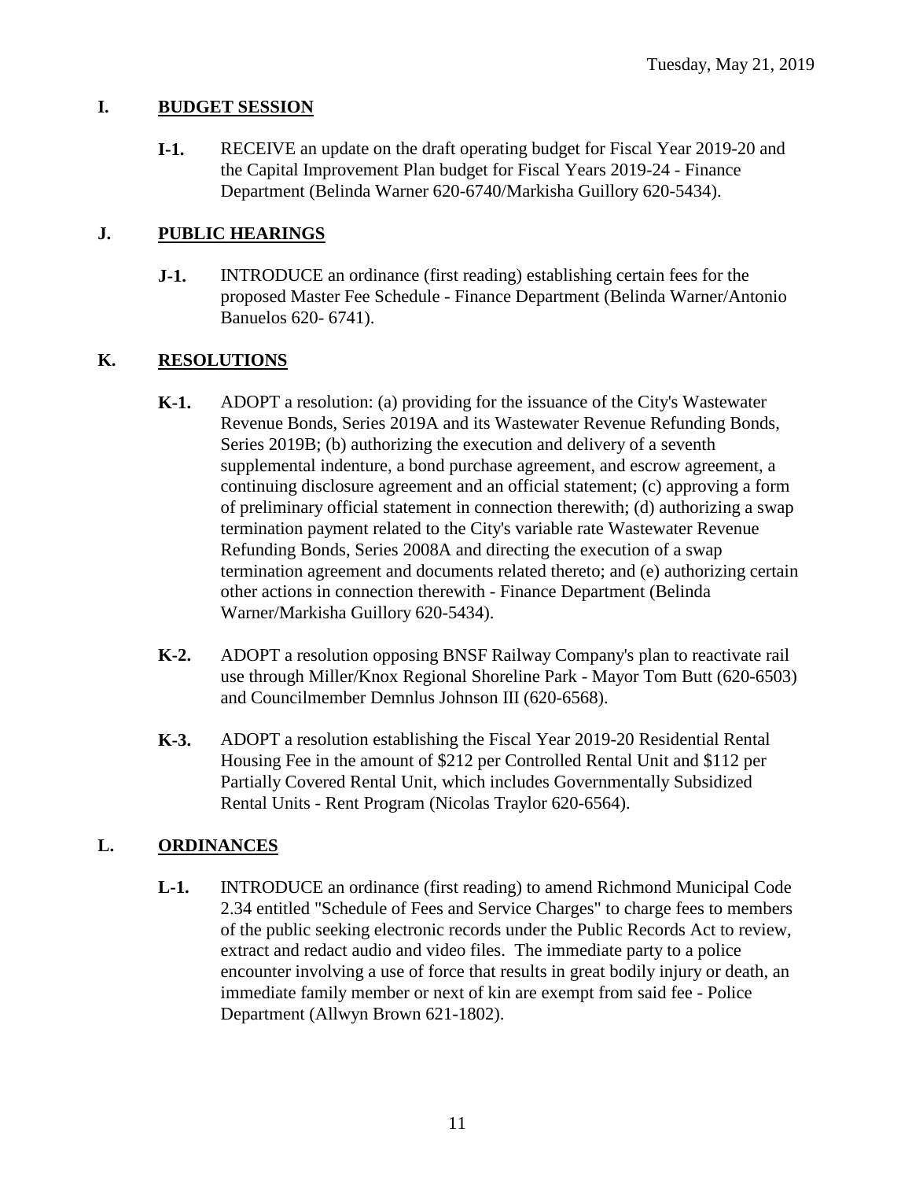## I. BUDGET SESSION

**I-1.** RECEIVE an update on the draft operating budget for Fiscal Year 2019-20 and the Capital Improvement Plan budget for Fiscal Years 2019-24 - Finance Department (Belinda Warner 620-6740/Markisha Guillory 620-5434).

## J. PUBLIC HEARINGS

**J-1.** INTRODUCE an ordinance (first reading) establishing certain fees for the proposed Master Fee Schedule - Finance Department (Belinda Warner/Antonio Banuelos 620- 6741).

## K. RESOLUTIONS

**K-1.** ADOPT a resolution: (a) providing for the issuance of the City's Wastewater Revenue Bonds, Series 2019A and its Wastewater Revenue Refunding Bonds, Series 2019B; (b) authorizing the execution and delivery of a seventh supplemental indenture, a bond purchase agreement, and escrow agreement, a continuing disclosure agreement and an official statement; (c) approving a form of preliminary official statement in connection therewith; (d) authorizing a swap termination payment related to the City's variable rate Wastewater Revenue Refunding Bonds, Series 2008A and directing the execution of a swap termination agreement and documents related thereto; and (e) authorizing certain other actions in connection therewith - Finance Department (Belinda Warner/Markisha Guillory 620-5434).

**K-2.** ADOPT a resolution opposing BNSF Railway Company's plan to reactivate rail use through Miller/Knox Regional Shoreline Park - Mayor Tom Butt (620-6503) and Councilmember Demnlus Johnson III (620-6568).

**K-3.** ADOPT a resolution establishing the Fiscal Year 2019-20 Residential Rental Housing Fee in the amount of $212 per Controlled Rental Unit and $112 per Partially Covered Rental Unit, which includes Governmentally Subsidized Rental Units - Rent Program (Nicolas Traylor 620-6564).

## L. ORDINANCES

**L-1.** INTRODUCE an ordinance (first reading) to amend Richmond Municipal Code 2.34 entitled "Schedule of Fees and Service Charges" to charge fees to members of the public seeking electronic records under the Public Records Act to review, extract and redact audio and video files. The immediate party to a police encounter involving a use of force that results in great bodily injury or death, an immediate family member or next of kin are exempt from said fee - Police Department (Allwyn Brown 621-1802).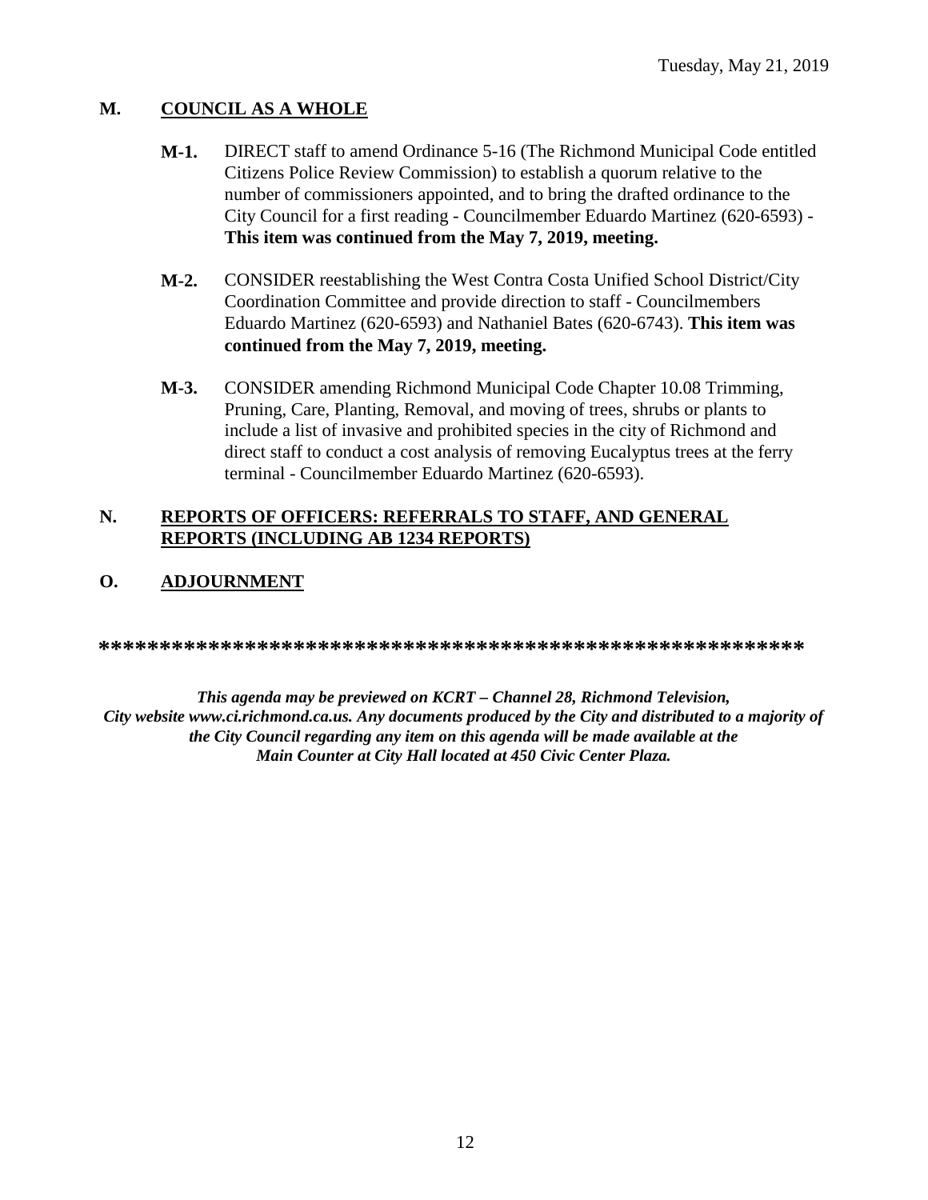## M. COUNCIL AS A WHOLE

**M-1.** DIRECT staff to amend Ordinance 5-16 (The Richmond Municipal Code entitled Citizens Police Review Commission) to establish a quorum relative to the number of commissioners appointed, and to bring the drafted ordinance to the City Council for a first reading - Councilmember Eduardo Martinez (620-6593) - **This item was continued from the May 7, 2019, meeting.**

**M-2.** CONSIDER reestablishing the West Contra Costa Unified School District/City Coordination Committee and provide direction to staff - Councilmembers Eduardo Martinez (620-6593) and Nathaniel Bates (620-6743). **This item was continued from the May 7, 2019, meeting.**

**M-3.** CONSIDER amending Richmond Municipal Code Chapter 10.08 Trimming, Pruning, Care, Planting, Removal, and moving of trees, shrubs or plants to include a list of invasive and prohibited species in the city of Richmond and direct staff to conduct a cost analysis of removing Eucalyptus trees at the ferry terminal - Councilmember Eduardo Martinez (620-6593).

## N. REPORTS OF OFFICERS: REFERRALS TO STAFF, AND GENERAL REPORTS (INCLUDING AB 1234 REPORTS)

## O. ADJOURNMENT

**********************************************************

***This agenda may be previewed on KCRT – Channel 28, Richmond Television, City website www.ci.richmond.ca.us. Any documents produced by the City and distributed to a majority of the City Council regarding any item on this agenda will be made available at the Main Counter at City Hall located at 450 Civic Center Plaza.***